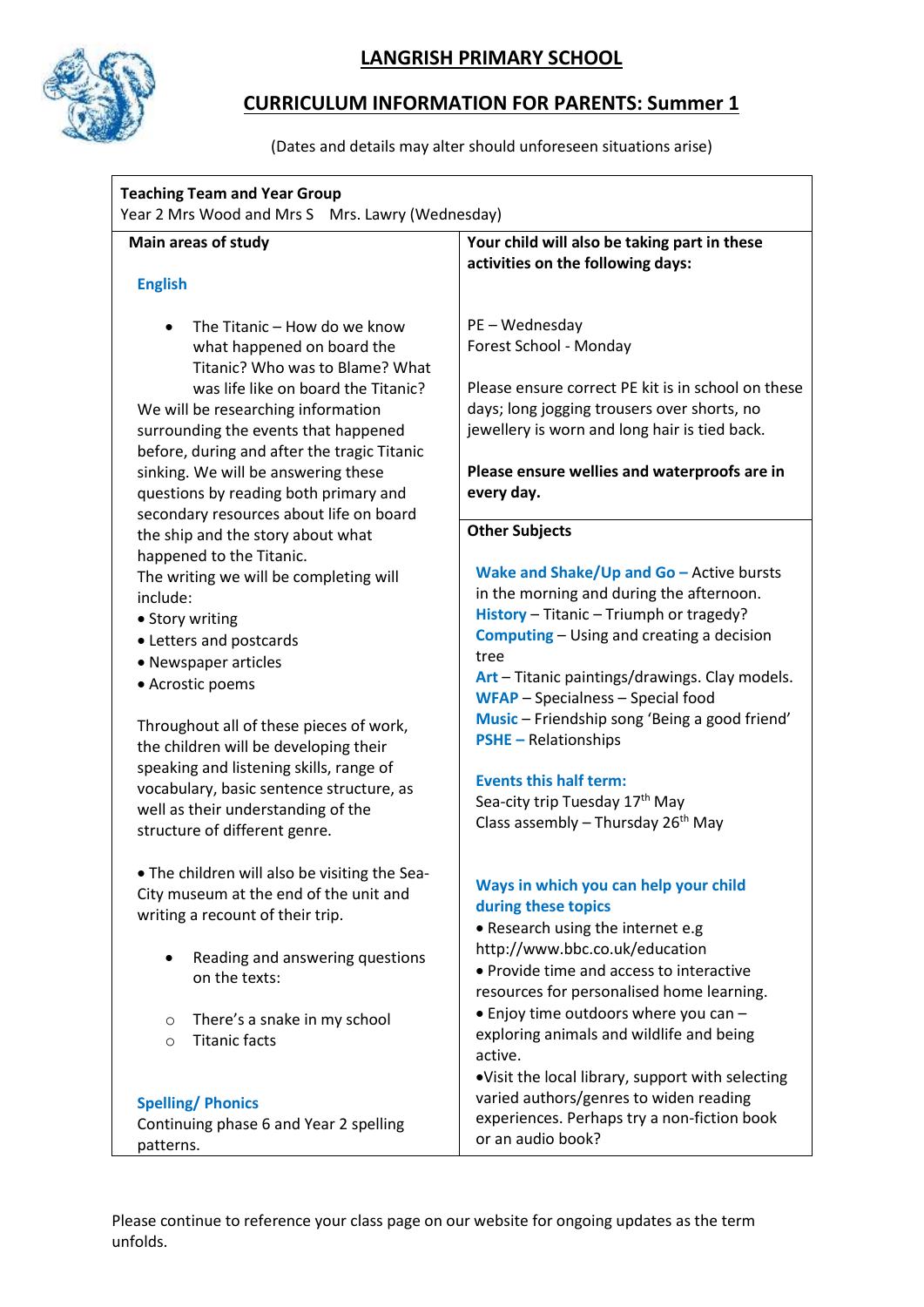# LANGRISH PRIMARY SCHOOL

## CURRICULUM INFORMATION FOR PARENTS: Summer 1

(Dates and details may alter should unforeseen situations arise)

**Teaching Team and Year Group**
Year 2 Mrs Wood and Mrs S  Mrs. Lawry (Wednesday)

### Main areas of study

**English**

- The Titanic – How do we know what happened on board the Titanic? Who was to Blame? What was life like on board the Titanic?

We will be researching information surrounding the events that happened before, during and after the tragic Titanic sinking. We will be answering these questions by reading both primary and secondary resources about life on board the ship and the story about what happened to the Titanic.

The writing we will be completing will include:

- Story writing
- Letters and postcards
- Newspaper articles
- Acrostic poems

Throughout all of these pieces of work, the children will be developing their speaking and listening skills, range of vocabulary, basic sentence structure, as well as their understanding of the structure of different genre.

- The children will also be visiting the Sea-City museum at the end of the unit and writing a recount of their trip.

- Reading and answering questions on the texts:
  - There's a snake in my school
  - Titanic facts

**Spelling/ Phonics**
Continuing phase 6 and Year 2 spelling patterns.

### Your child will also be taking part in these activities on the following days:

PE – Wednesday
Forest School - Monday

Please ensure correct PE kit is in school on these days; long jogging trousers over shorts, no jewellery is worn and long hair is tied back.

**Please ensure wellies and waterproofs are in every day.**

### Other Subjects

**Wake and Shake/Up and Go –** Active bursts in the morning and during the afternoon.
**History** – Titanic – Triumph or tragedy?
**Computing** – Using and creating a decision tree
**Art** – Titanic paintings/drawings. Clay models.
**WFAP** – Specialness – Special food
**Music** – Friendship song 'Being a good friend'
**PSHE –** Relationships

**Events this half term:**
Sea-city trip Tuesday 17th May
Class assembly – Thursday 26th May

**Ways in which you can help your child during these topics**

- Research using the internet e.g http://www.bbc.co.uk/education
- Provide time and access to interactive resources for personalised home learning.
- Enjoy time outdoors where you can – exploring animals and wildlife and being active.
- Visit the local library, support with selecting varied authors/genres to widen reading experiences. Perhaps try a non-fiction book or an audio book?

Please continue to reference your class page on our website for ongoing updates as the term unfolds.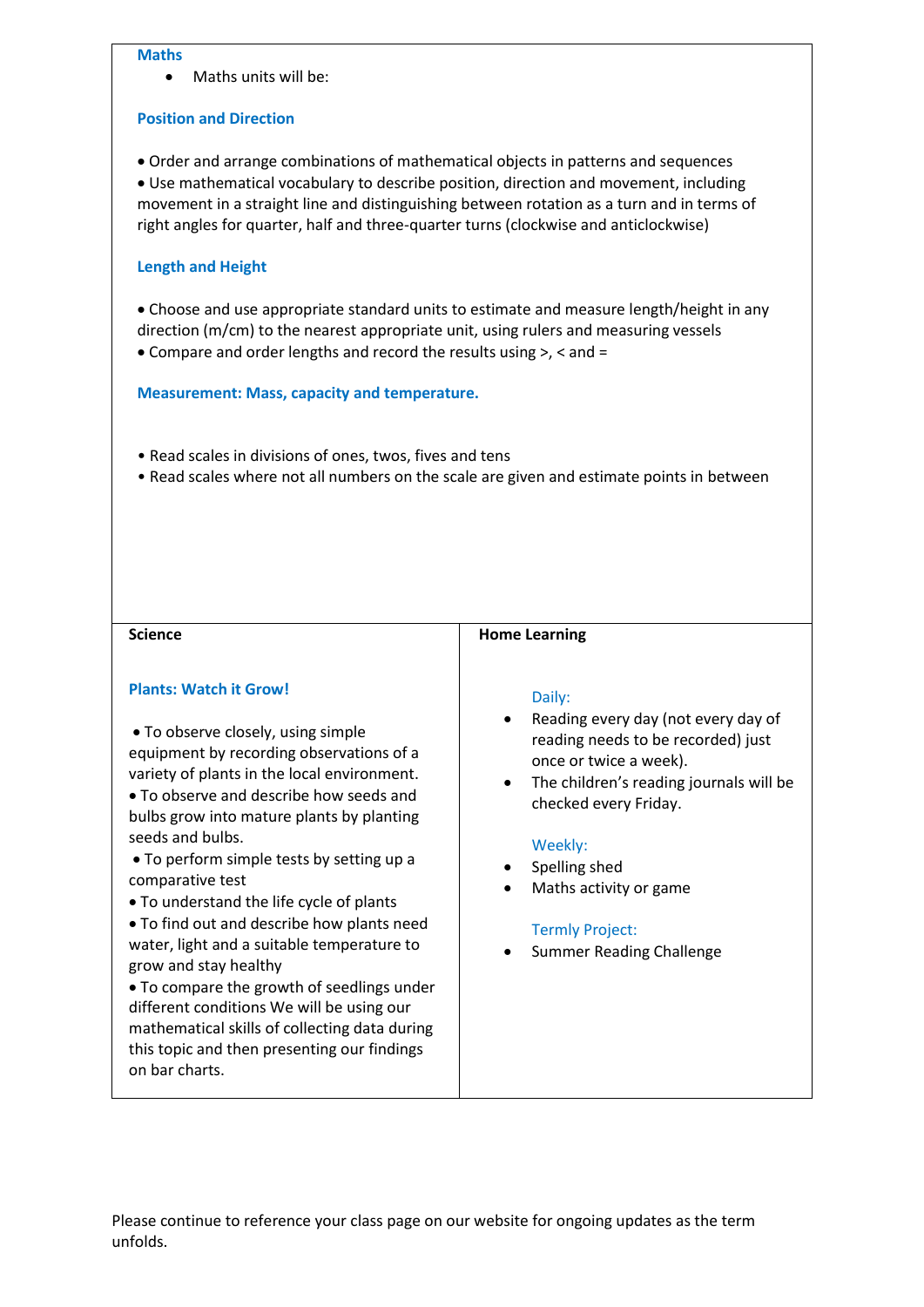## Maths

- Maths units will be:

### Position and Direction

- Order and arrange combinations of mathematical objects in patterns and sequences
- Use mathematical vocabulary to describe position, direction and movement, including movement in a straight line and distinguishing between rotation as a turn and in terms of right angles for quarter, half and three-quarter turns (clockwise and anticlockwise)

### Length and Height

- Choose and use appropriate standard units to estimate and measure length/height in any direction (m/cm) to the nearest appropriate unit, using rulers and measuring vessels
- Compare and order lengths and record the results using >, < and =

### Measurement: Mass, capacity and temperature.

- Read scales in divisions of ones, twos, fives and tens
- Read scales where not all numbers on the scale are given and estimate points in between

## Science

### Plants: Watch it Grow!

- To observe closely, using simple equipment by recording observations of a variety of plants in the local environment.
- To observe and describe how seeds and bulbs grow into mature plants by planting seeds and bulbs.
- To perform simple tests by setting up a comparative test
- To understand the life cycle of plants
- To find out and describe how plants need water, light and a suitable temperature to grow and stay healthy
- To compare the growth of seedlings under different conditions We will be using our mathematical skills of collecting data during this topic and then presenting our findings on bar charts.

## Home Learning

### Daily:

- Reading every day (not every day of reading needs to be recorded) just once or twice a week).
- The children's reading journals will be checked every Friday.

### Weekly:

- Spelling shed
- Maths activity or game

### Termly Project:

- Summer Reading Challenge

Please continue to reference your class page on our website for ongoing updates as the term unfolds.